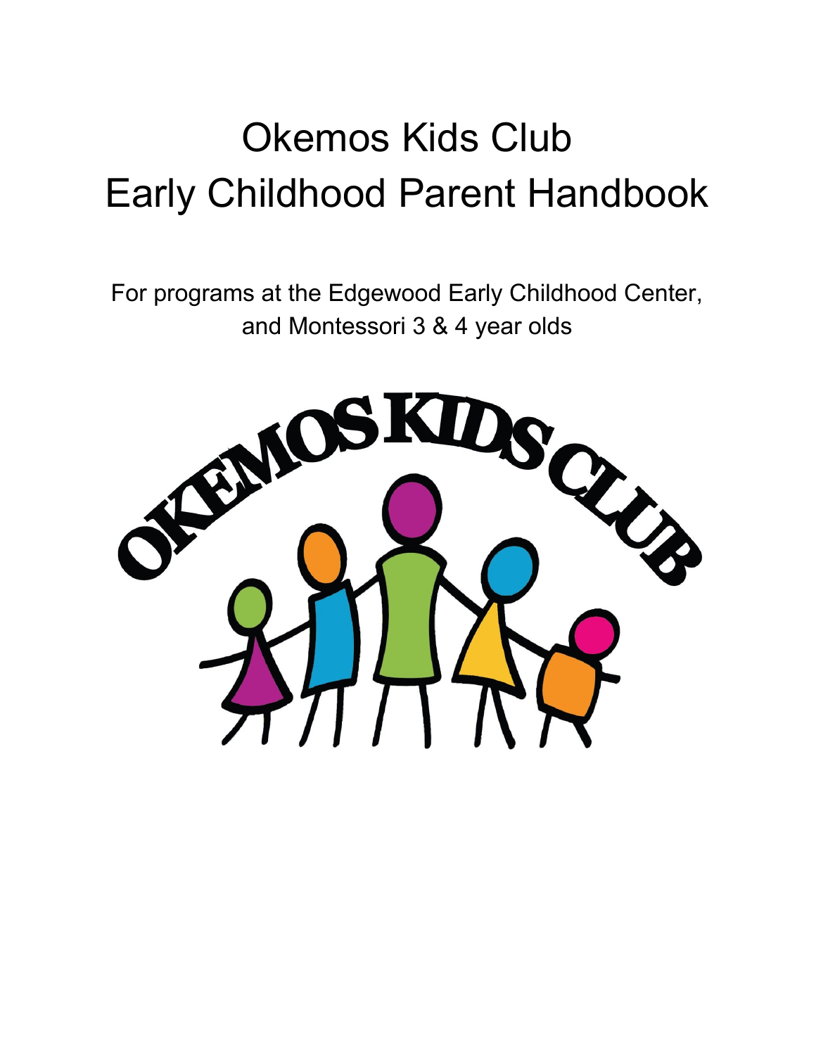# Okemos Kids Club
# Early Childhood Parent Handbook

For programs at the Edgewood Early Childhood Center, and Montessori 3 & 4 year olds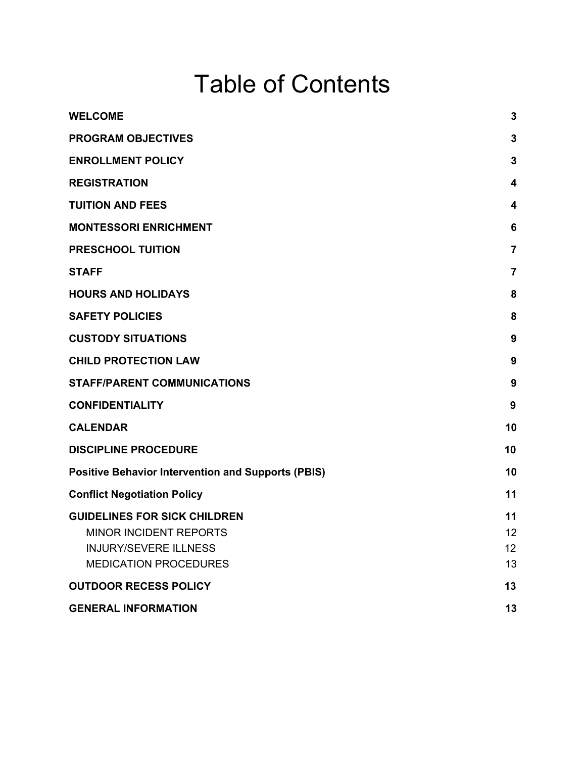# Table of Contents

| | |
|---|---|
| **WELCOME** | **3** |
| **PROGRAM OBJECTIVES** | **3** |
| **ENROLLMENT POLICY** | **3** |
| **REGISTRATION** | **4** |
| **TUITION AND FEES** | **4** |
| **MONTESSORI ENRICHMENT** | **6** |
| **PRESCHOOL TUITION** | **7** |
| **STAFF** | **7** |
| **HOURS AND HOLIDAYS** | **8** |
| **SAFETY POLICIES** | **8** |
| **CUSTODY SITUATIONS** | **9** |
| **CHILD PROTECTION LAW** | **9** |
| **STAFF/PARENT COMMUNICATIONS** | **9** |
| **CONFIDENTIALITY** | **9** |
| **CALENDAR** | **10** |
| **DISCIPLINE PROCEDURE** | **10** |
| **Positive Behavior Intervention and Supports (PBIS)** | **10** |
| **Conflict Negotiation Policy** | **11** |
| **GUIDELINES FOR SICK CHILDREN** | **11** |
| MINOR INCIDENT REPORTS | 12 |
| INJURY/SEVERE ILLNESS | 12 |
| MEDICATION PROCEDURES | 13 |
| **OUTDOOR RECESS POLICY** | **13** |
| **GENERAL INFORMATION** | **13** |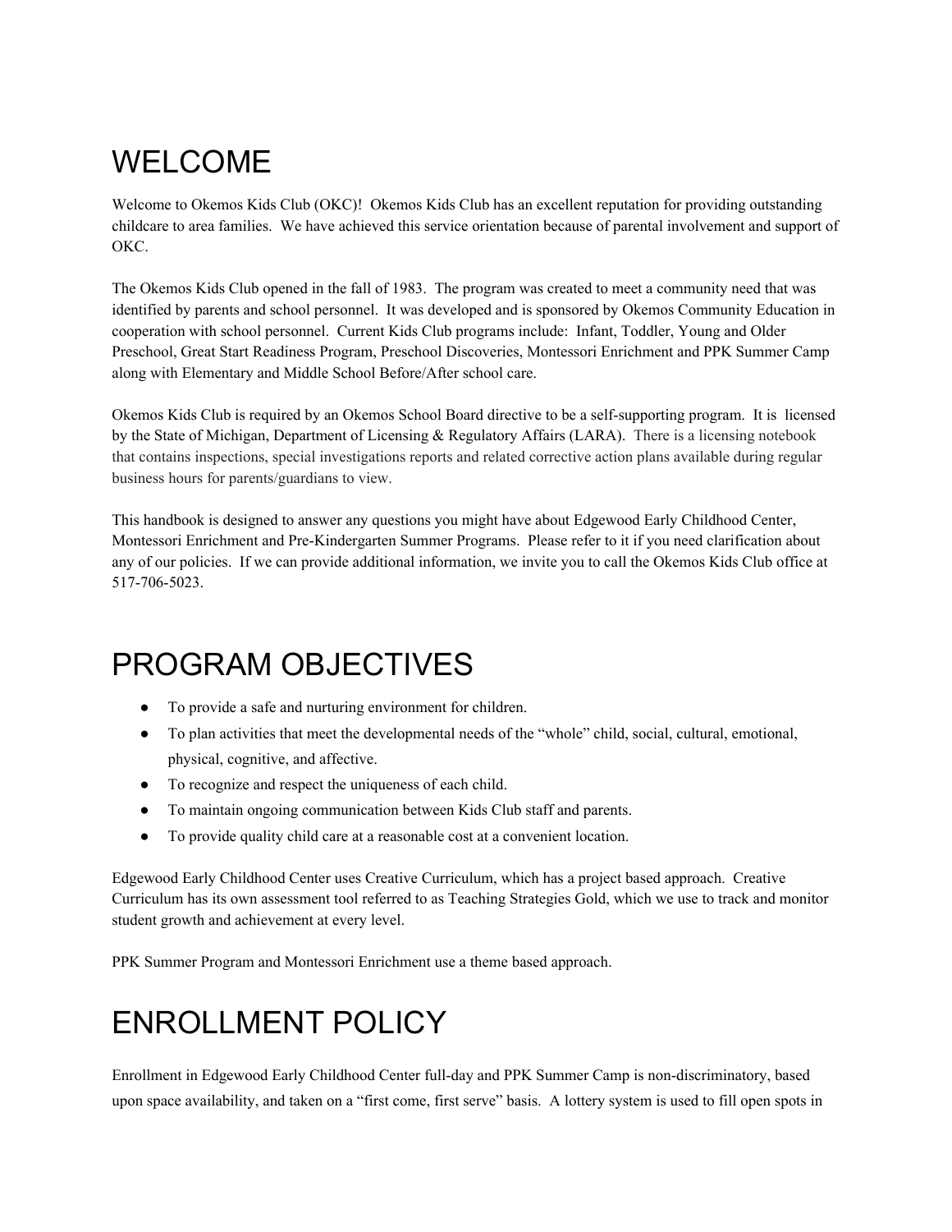# WELCOME

Welcome to Okemos Kids Club (OKC)! Okemos Kids Club has an excellent reputation for providing outstanding childcare to area families. We have achieved this service orientation because of parental involvement and support of OKC.

The Okemos Kids Club opened in the fall of 1983. The program was created to meet a community need that was identified by parents and school personnel. It was developed and is sponsored by Okemos Community Education in cooperation with school personnel. Current Kids Club programs include: Infant, Toddler, Young and Older Preschool, Great Start Readiness Program, Preschool Discoveries, Montessori Enrichment and PPK Summer Camp along with Elementary and Middle School Before/After school care.

Okemos Kids Club is required by an Okemos School Board directive to be a self-supporting program. It is licensed by the State of Michigan, Department of Licensing & Regulatory Affairs (LARA). There is a licensing notebook that contains inspections, special investigations reports and related corrective action plans available during regular business hours for parents/guardians to view.

This handbook is designed to answer any questions you might have about Edgewood Early Childhood Center, Montessori Enrichment and Pre-Kindergarten Summer Programs. Please refer to it if you need clarification about any of our policies. If we can provide additional information, we invite you to call the Okemos Kids Club office at 517-706-5023.

# PROGRAM OBJECTIVES

- To provide a safe and nurturing environment for children.
- To plan activities that meet the developmental needs of the "whole" child, social, cultural, emotional, physical, cognitive, and affective.
- To recognize and respect the uniqueness of each child.
- To maintain ongoing communication between Kids Club staff and parents.
- To provide quality child care at a reasonable cost at a convenient location.

Edgewood Early Childhood Center uses Creative Curriculum, which has a project based approach. Creative Curriculum has its own assessment tool referred to as Teaching Strategies Gold, which we use to track and monitor student growth and achievement at every level.

PPK Summer Program and Montessori Enrichment use a theme based approach.

# ENROLLMENT POLICY

Enrollment in Edgewood Early Childhood Center full-day and PPK Summer Camp is non-discriminatory, based upon space availability, and taken on a "first come, first serve" basis. A lottery system is used to fill open spots in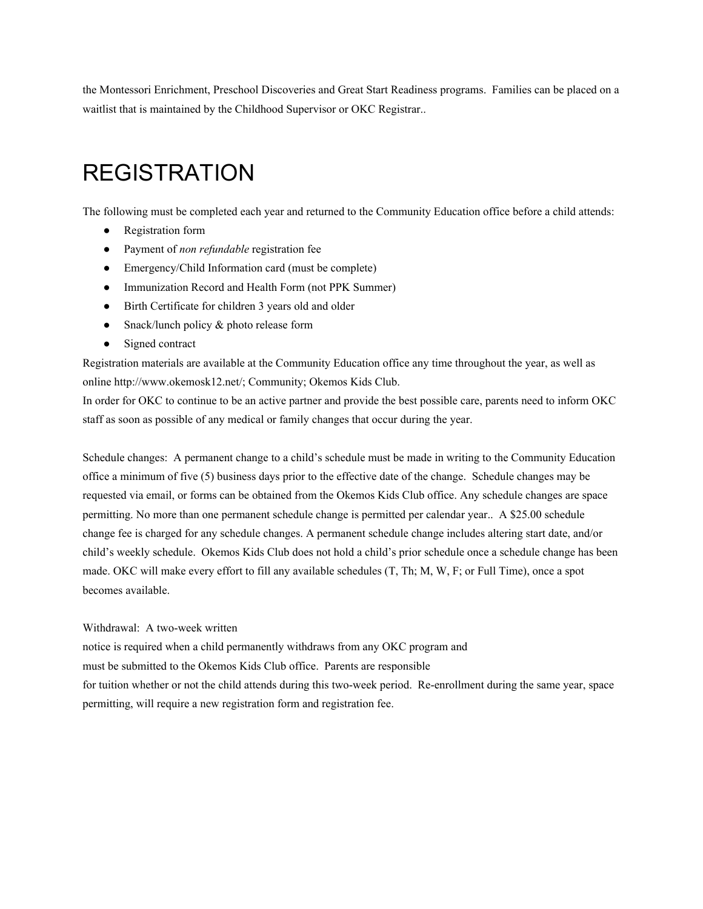the Montessori Enrichment, Preschool Discoveries and Great Start Readiness programs.  Families can be placed on a waitlist that is maintained by the Childhood Supervisor or OKC Registrar..

# REGISTRATION

The following must be completed each year and returned to the Community Education office before a child attends:

- Registration form
- Payment of *non refundable* registration fee
- Emergency/Child Information card (must be complete)
- Immunization Record and Health Form (not PPK Summer)
- Birth Certificate for children 3 years old and older
- Snack/lunch policy & photo release form
- Signed contract

Registration materials are available at the Community Education office any time throughout the year, as well as online http://www.okemosk12.net/; Community; Okemos Kids Club.
In order for OKC to continue to be an active partner and provide the best possible care, parents need to inform OKC staff as soon as possible of any medical or family changes that occur during the year.

Schedule changes:  A permanent change to a child's schedule must be made in writing to the Community Education office a minimum of five (5) business days prior to the effective date of the change.  Schedule changes may be requested via email, or forms can be obtained from the Okemos Kids Club office. Any schedule changes are space permitting. No more than one permanent schedule change is permitted per calendar year..  A $25.00 schedule change fee is charged for any schedule changes. A permanent schedule change includes altering start date, and/or child's weekly schedule.  Okemos Kids Club does not hold a child's prior schedule once a schedule change has been made. OKC will make every effort to fill any available schedules (T, Th; M, W, F; or Full Time), once a spot becomes available.

Withdrawal:  A two-week written notice is required when a child permanently withdraws from any OKC program and must be submitted to the Okemos Kids Club office.  Parents are responsible for tuition whether or not the child attends during this two-week period.  Re-enrollment during the same year, space permitting, will require a new registration form and registration fee.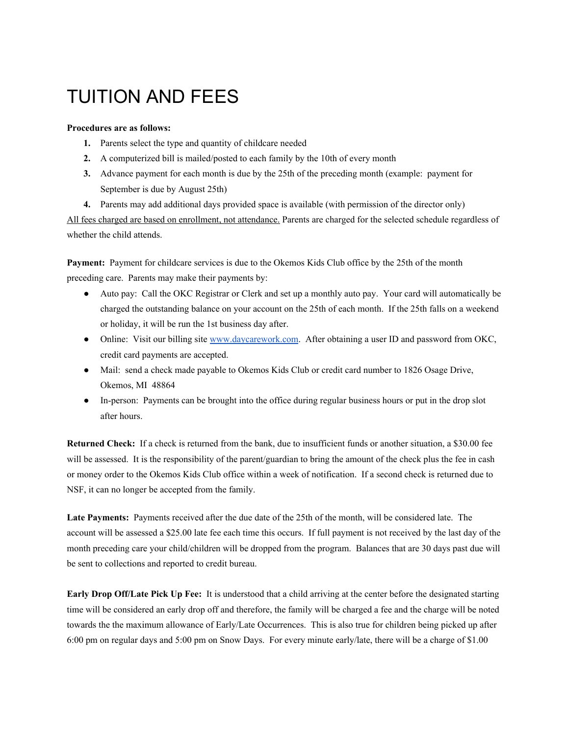# TUITION AND FEES

**Procedures are as follows:**

1. Parents select the type and quantity of childcare needed
2. A computerized bill is mailed/posted to each family by the 10th of every month
3. Advance payment for each month is due by the 25th of the preceding month (example: payment for September is due by August 25th)
4. Parents may add additional days provided space is available (with permission of the director only)

<u>All fees charged are based on enrollment, not attendance.</u> Parents are charged for the selected schedule regardless of whether the child attends.

**Payment:** Payment for childcare services is due to the Okemos Kids Club office by the 25th of the month preceding care. Parents may make their payments by:

- Auto pay: Call the OKC Registrar or Clerk and set up a monthly auto pay. Your card will automatically be charged the outstanding balance on your account on the 25th of each month. If the 25th falls on a weekend or holiday, it will be run the 1st business day after.
- Online: Visit our billing site [www.daycarework.com](http://www.daycarework.com). After obtaining a user ID and password from OKC, credit card payments are accepted.
- Mail: send a check made payable to Okemos Kids Club or credit card number to 1826 Osage Drive, Okemos, MI 48864
- In-person: Payments can be brought into the office during regular business hours or put in the drop slot after hours.

**Returned Check:** If a check is returned from the bank, due to insufficient funds or another situation, a $30.00 fee will be assessed. It is the responsibility of the parent/guardian to bring the amount of the check plus the fee in cash or money order to the Okemos Kids Club office within a week of notification. If a second check is returned due to NSF, it can no longer be accepted from the family.

**Late Payments:** Payments received after the due date of the 25th of the month, will be considered late. The account will be assessed a $25.00 late fee each time this occurs. If full payment is not received by the last day of the month preceding care your child/children will be dropped from the program. Balances that are 30 days past due will be sent to collections and reported to credit bureau.

**Early Drop Off/Late Pick Up Fee:** It is understood that a child arriving at the center before the designated starting time will be considered an early drop off and therefore, the family will be charged a fee and the charge will be noted towards the the maximum allowance of Early/Late Occurrences. This is also true for children being picked up after 6:00 pm on regular days and 5:00 pm on Snow Days. For every minute early/late, there will be a charge of $1.00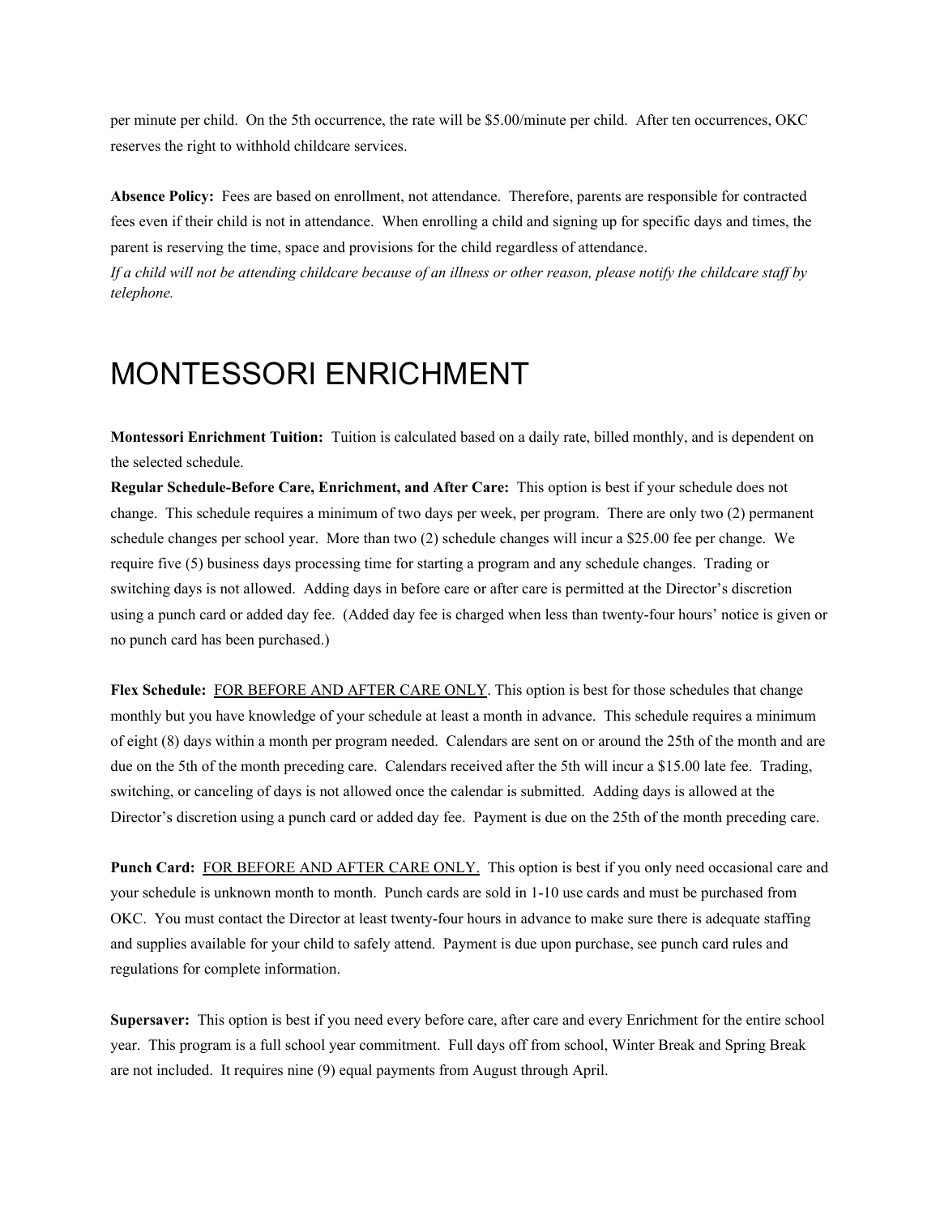per minute per child. On the 5th occurrence, the rate will be $5.00/minute per child. After ten occurrences, OKC reserves the right to withhold childcare services.

**Absence Policy:** Fees are based on enrollment, not attendance. Therefore, parents are responsible for contracted fees even if their child is not in attendance. When enrolling a child and signing up for specific days and times, the parent is reserving the time, space and provisions for the child regardless of attendance.
*If a child will not be attending childcare because of an illness or other reason, please notify the childcare staff by telephone.*

# MONTESSORI ENRICHMENT

**Montessori Enrichment Tuition:** Tuition is calculated based on a daily rate, billed monthly, and is dependent on the selected schedule.
**Regular Schedule-Before Care, Enrichment, and After Care:** This option is best if your schedule does not change. This schedule requires a minimum of two days per week, per program. There are only two (2) permanent schedule changes per school year. More than two (2) schedule changes will incur a $25.00 fee per change. We require five (5) business days processing time for starting a program and any schedule changes. Trading or switching days is not allowed. Adding days in before care or after care is permitted at the Director's discretion using a punch card or added day fee. (Added day fee is charged when less than twenty-four hours' notice is given or no punch card has been purchased.)

**Flex Schedule:** <u>FOR BEFORE AND AFTER CARE ONLY</u>. This option is best for those schedules that change monthly but you have knowledge of your schedule at least a month in advance. This schedule requires a minimum of eight (8) days within a month per program needed. Calendars are sent on or around the 25th of the month and are due on the 5th of the month preceding care. Calendars received after the 5th will incur a $15.00 late fee. Trading, switching, or canceling of days is not allowed once the calendar is submitted. Adding days is allowed at the Director's discretion using a punch card or added day fee. Payment is due on the 25th of the month preceding care.

**Punch Card:** <u>FOR BEFORE AND AFTER CARE ONLY.</u> This option is best if you only need occasional care and your schedule is unknown month to month. Punch cards are sold in 1-10 use cards and must be purchased from OKC. You must contact the Director at least twenty-four hours in advance to make sure there is adequate staffing and supplies available for your child to safely attend. Payment is due upon purchase, see punch card rules and regulations for complete information.

**Supersaver:** This option is best if you need every before care, after care and every Enrichment for the entire school year. This program is a full school year commitment. Full days off from school, Winter Break and Spring Break are not included. It requires nine (9) equal payments from August through April.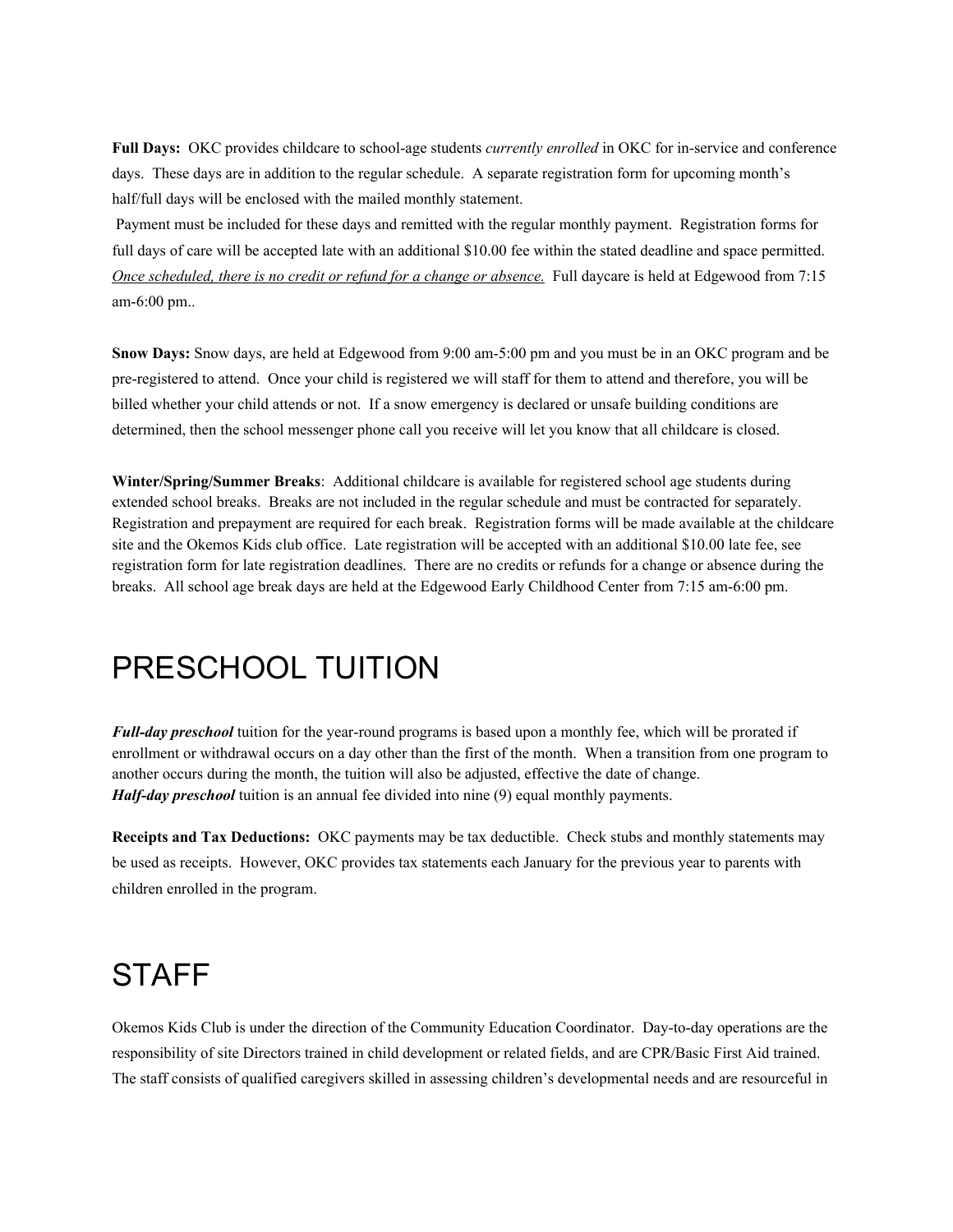**Full Days:** OKC provides childcare to school-age students *currently enrolled* in OKC for in-service and conference days. These days are in addition to the regular schedule. A separate registration form for upcoming month's half/full days will be enclosed with the mailed monthly statement.

Payment must be included for these days and remitted with the regular monthly payment. Registration forms for full days of care will be accepted late with an additional $10.00 fee within the stated deadline and space permitted. *Once scheduled, there is no credit or refund for a change or absence.* Full daycare is held at Edgewood from 7:15 am-6:00 pm..

**Snow Days:** Snow days, are held at Edgewood from 9:00 am-5:00 pm and you must be in an OKC program and be pre-registered to attend. Once your child is registered we will staff for them to attend and therefore, you will be billed whether your child attends or not. If a snow emergency is declared or unsafe building conditions are determined, then the school messenger phone call you receive will let you know that all childcare is closed.

**Winter/Spring/Summer Breaks**: Additional childcare is available for registered school age students during extended school breaks. Breaks are not included in the regular schedule and must be contracted for separately. Registration and prepayment are required for each break. Registration forms will be made available at the childcare site and the Okemos Kids club office. Late registration will be accepted with an additional $10.00 late fee, see registration form for late registration deadlines. There are no credits or refunds for a change or absence during the breaks. All school age break days are held at the Edgewood Early Childhood Center from 7:15 am-6:00 pm.

# PRESCHOOL TUITION

***Full-day preschool*** tuition for the year-round programs is based upon a monthly fee, which will be prorated if enrollment or withdrawal occurs on a day other than the first of the month. When a transition from one program to another occurs during the month, the tuition will also be adjusted, effective the date of change.
***Half-day preschool*** tuition is an annual fee divided into nine (9) equal monthly payments.

**Receipts and Tax Deductions:** OKC payments may be tax deductible. Check stubs and monthly statements may be used as receipts. However, OKC provides tax statements each January for the previous year to parents with children enrolled in the program.

# STAFF

Okemos Kids Club is under the direction of the Community Education Coordinator. Day-to-day operations are the responsibility of site Directors trained in child development or related fields, and are CPR/Basic First Aid trained. The staff consists of qualified caregivers skilled in assessing children's developmental needs and are resourceful in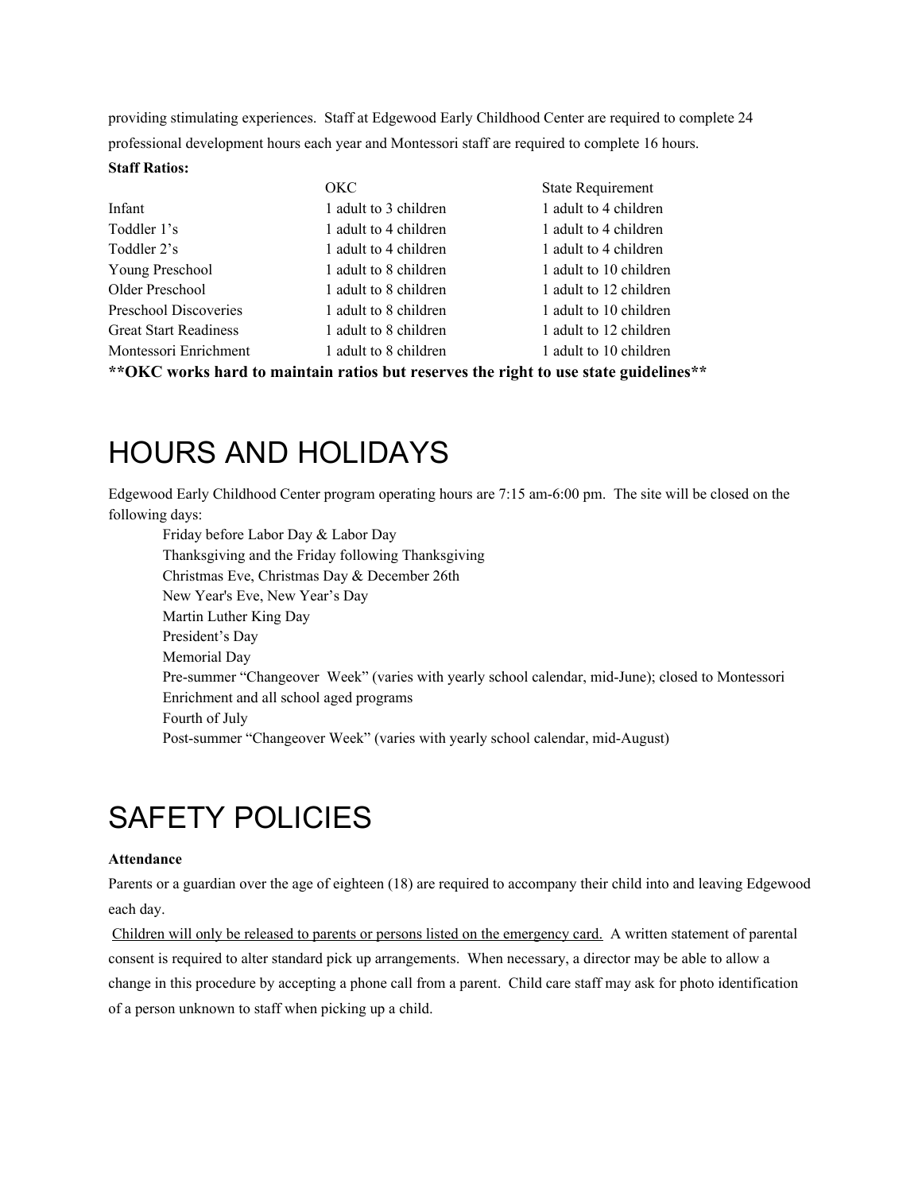providing stimulating experiences. Staff at Edgewood Early Childhood Center are required to complete 24 professional development hours each year and Montessori staff are required to complete 16 hours.

**Staff Ratios:**

| | OKC | State Requirement |
|---|---|---|
| Infant | 1 adult to 3 children | 1 adult to 4 children |
| Toddler 1's | 1 adult to 4 children | 1 adult to 4 children |
| Toddler 2's | 1 adult to 4 children | 1 adult to 4 children |
| Young Preschool | 1 adult to 8 children | 1 adult to 10 children |
| Older Preschool | 1 adult to 8 children | 1 adult to 12 children |
| Preschool Discoveries | 1 adult to 8 children | 1 adult to 10 children |
| Great Start Readiness | 1 adult to 8 children | 1 adult to 12 children |
| Montessori Enrichment | 1 adult to 8 children | 1 adult to 10 children |

****OKC works hard to maintain ratios but reserves the right to use state guidelines****

# HOURS AND HOLIDAYS

Edgewood Early Childhood Center program operating hours are 7:15 am-6:00 pm. The site will be closed on the following days:

- Friday before Labor Day & Labor Day
- Thanksgiving and the Friday following Thanksgiving
- Christmas Eve, Christmas Day & December 26th
- New Year's Eve, New Year's Day
- Martin Luther King Day
- President's Day
- Memorial Day
- Pre-summer "Changeover Week" (varies with yearly school calendar, mid-June); closed to Montessori Enrichment and all school aged programs
- Fourth of July
- Post-summer "Changeover Week" (varies with yearly school calendar, mid-August)

# SAFETY POLICIES

**Attendance**

Parents or a guardian over the age of eighteen (18) are required to accompany their child into and leaving Edgewood each day.

Children will only be released to parents or persons listed on the emergency card. A written statement of parental consent is required to alter standard pick up arrangements. When necessary, a director may be able to allow a change in this procedure by accepting a phone call from a parent. Child care staff may ask for photo identification of a person unknown to staff when picking up a child.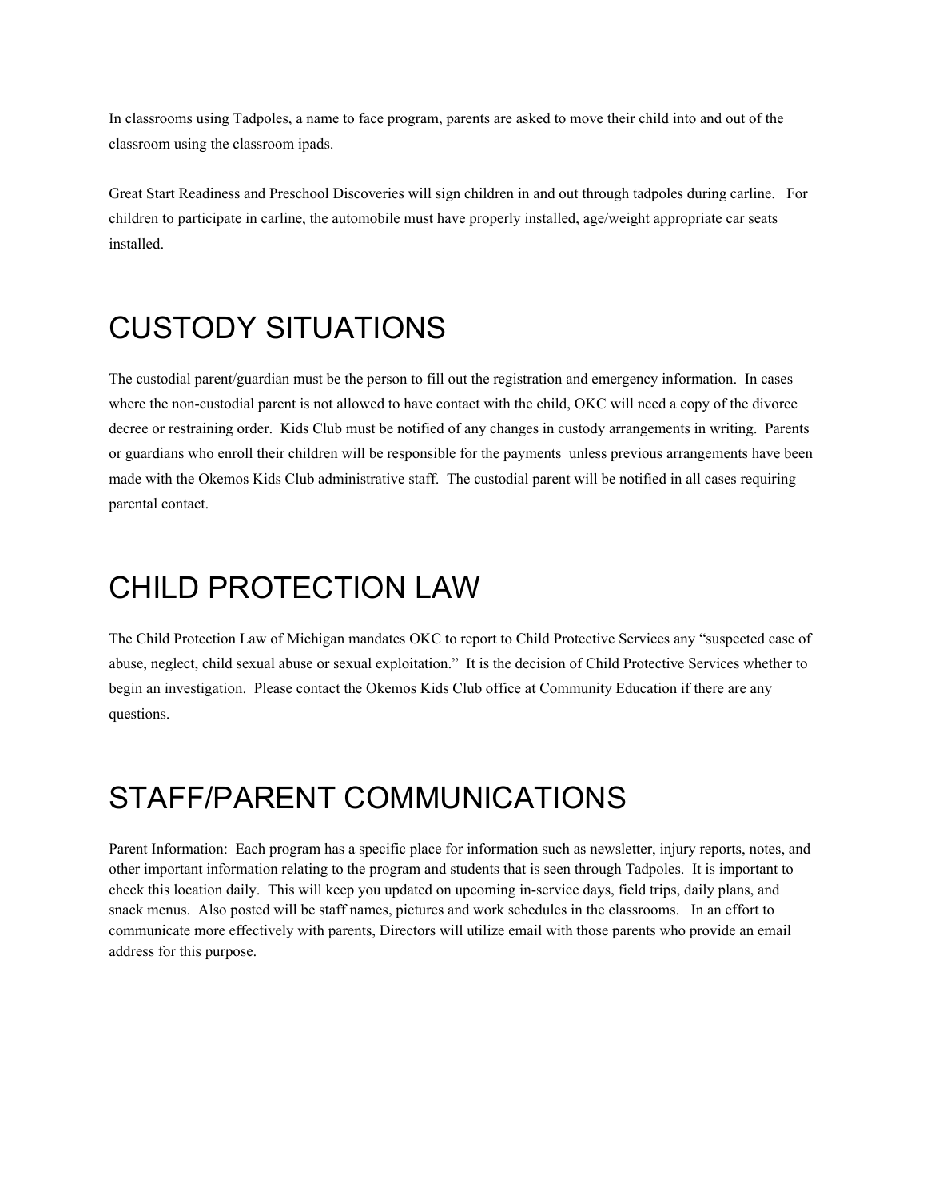In classrooms using Tadpoles, a name to face program, parents are asked to move their child into and out of the classroom using the classroom ipads.

Great Start Readiness and Preschool Discoveries will sign children in and out through tadpoles during carline. For children to participate in carline, the automobile must have properly installed, age/weight appropriate car seats installed.

# CUSTODY SITUATIONS

The custodial parent/guardian must be the person to fill out the registration and emergency information. In cases where the non-custodial parent is not allowed to have contact with the child, OKC will need a copy of the divorce decree or restraining order. Kids Club must be notified of any changes in custody arrangements in writing. Parents or guardians who enroll their children will be responsible for the payments unless previous arrangements have been made with the Okemos Kids Club administrative staff. The custodial parent will be notified in all cases requiring parental contact.

# CHILD PROTECTION LAW

The Child Protection Law of Michigan mandates OKC to report to Child Protective Services any "suspected case of abuse, neglect, child sexual abuse or sexual exploitation." It is the decision of Child Protective Services whether to begin an investigation. Please contact the Okemos Kids Club office at Community Education if there are any questions.

# STAFF/PARENT COMMUNICATIONS

Parent Information: Each program has a specific place for information such as newsletter, injury reports, notes, and other important information relating to the program and students that is seen through Tadpoles. It is important to check this location daily. This will keep you updated on upcoming in-service days, field trips, daily plans, and snack menus. Also posted will be staff names, pictures and work schedules in the classrooms. In an effort to communicate more effectively with parents, Directors will utilize email with those parents who provide an email address for this purpose.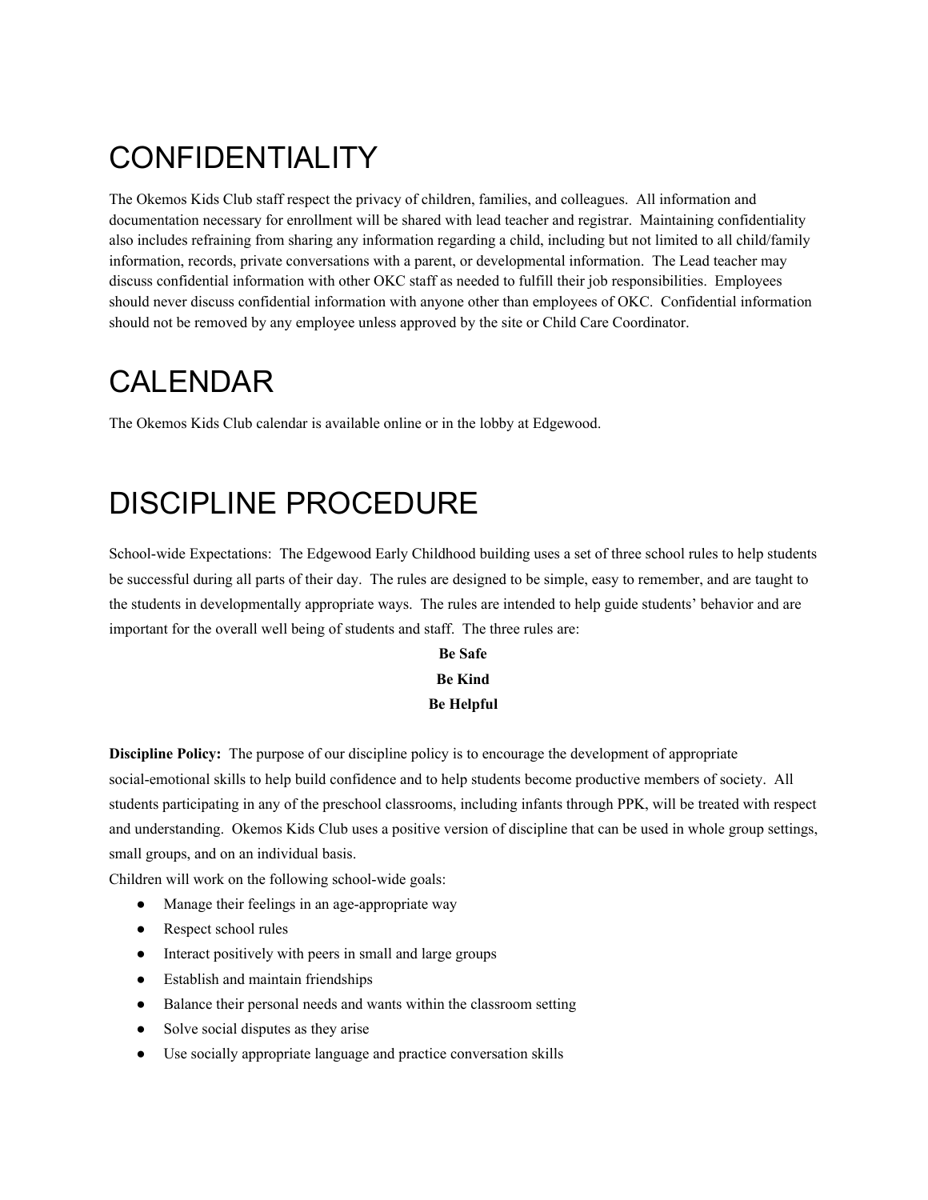# CONFIDENTIALITY

The Okemos Kids Club staff respect the privacy of children, families, and colleagues. All information and documentation necessary for enrollment will be shared with lead teacher and registrar. Maintaining confidentiality also includes refraining from sharing any information regarding a child, including but not limited to all child/family information, records, private conversations with a parent, or developmental information. The Lead teacher may discuss confidential information with other OKC staff as needed to fulfill their job responsibilities. Employees should never discuss confidential information with anyone other than employees of OKC. Confidential information should not be removed by any employee unless approved by the site or Child Care Coordinator.

# CALENDAR

The Okemos Kids Club calendar is available online or in the lobby at Edgewood.

# DISCIPLINE PROCEDURE

School-wide Expectations: The Edgewood Early Childhood building uses a set of three school rules to help students be successful during all parts of their day. The rules are designed to be simple, easy to remember, and are taught to the students in developmentally appropriate ways. The rules are intended to help guide students' behavior and are important for the overall well being of students and staff. The three rules are:

**Be Safe**

**Be Kind**

**Be Helpful**

**Discipline Policy:** The purpose of our discipline policy is to encourage the development of appropriate social-emotional skills to help build confidence and to help students become productive members of society. All students participating in any of the preschool classrooms, including infants through PPK, will be treated with respect and understanding. Okemos Kids Club uses a positive version of discipline that can be used in whole group settings, small groups, and on an individual basis.

Children will work on the following school-wide goals:

- Manage their feelings in an age-appropriate way
- Respect school rules
- Interact positively with peers in small and large groups
- Establish and maintain friendships
- Balance their personal needs and wants within the classroom setting
- Solve social disputes as they arise
- Use socially appropriate language and practice conversation skills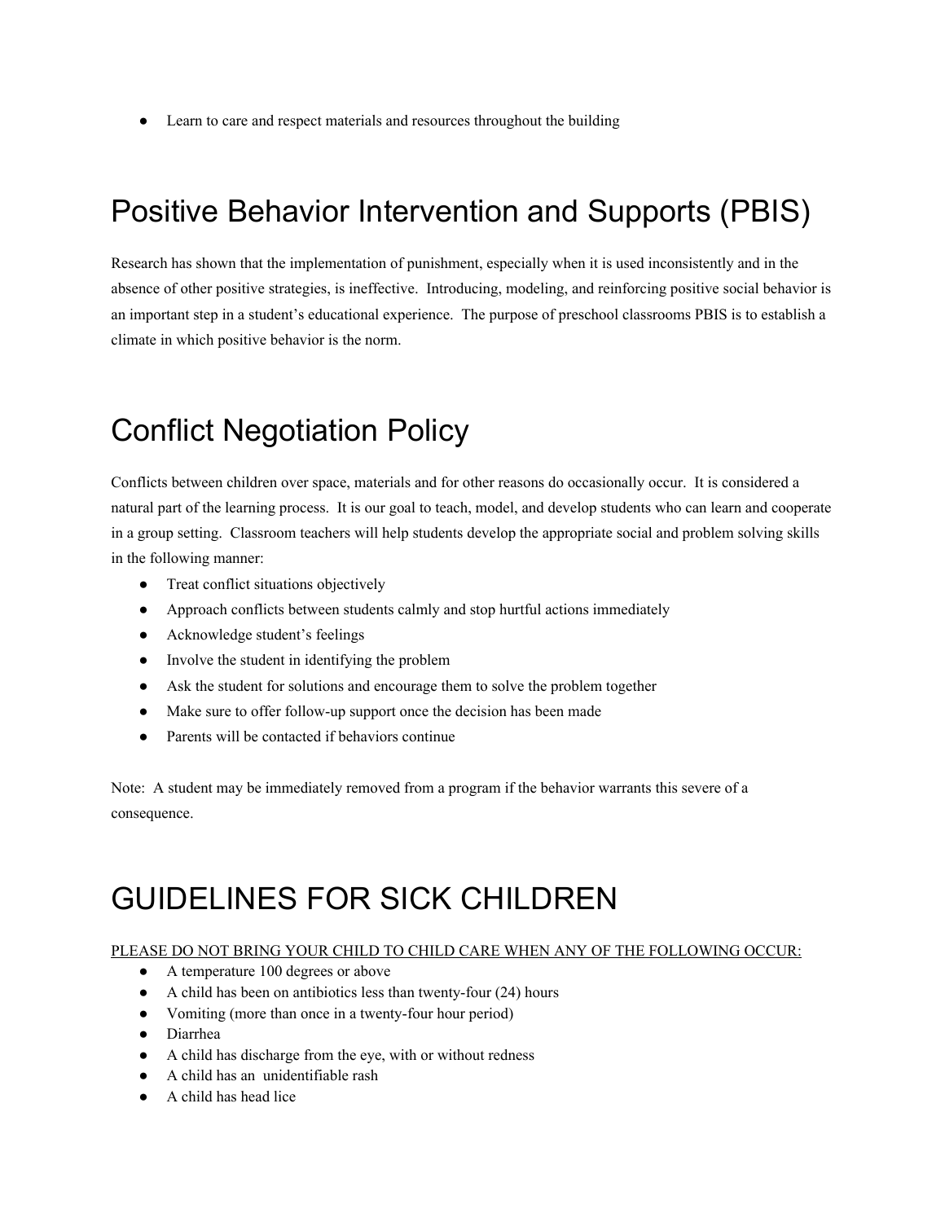- Learn to care and respect materials and resources throughout the building

# Positive Behavior Intervention and Supports (PBIS)

Research has shown that the implementation of punishment, especially when it is used inconsistently and in the absence of other positive strategies, is ineffective. Introducing, modeling, and reinforcing positive social behavior is an important step in a student's educational experience. The purpose of preschool classrooms PBIS is to establish a climate in which positive behavior is the norm.

# Conflict Negotiation Policy

Conflicts between children over space, materials and for other reasons do occasionally occur. It is considered a natural part of the learning process. It is our goal to teach, model, and develop students who can learn and cooperate in a group setting. Classroom teachers will help students develop the appropriate social and problem solving skills in the following manner:

- Treat conflict situations objectively
- Approach conflicts between students calmly and stop hurtful actions immediately
- Acknowledge student's feelings
- Involve the student in identifying the problem
- Ask the student for solutions and encourage them to solve the problem together
- Make sure to offer follow-up support once the decision has been made
- Parents will be contacted if behaviors continue

Note: A student may be immediately removed from a program if the behavior warrants this severe of a consequence.

# GUIDELINES FOR SICK CHILDREN

<u>PLEASE DO NOT BRING YOUR CHILD TO CHILD CARE WHEN ANY OF THE FOLLOWING OCCUR:</u>

- A temperature 100 degrees or above
- A child has been on antibiotics less than twenty-four (24) hours
- Vomiting (more than once in a twenty-four hour period)
- Diarrhea
- A child has discharge from the eye, with or without redness
- A child has an unidentifiable rash
- A child has head lice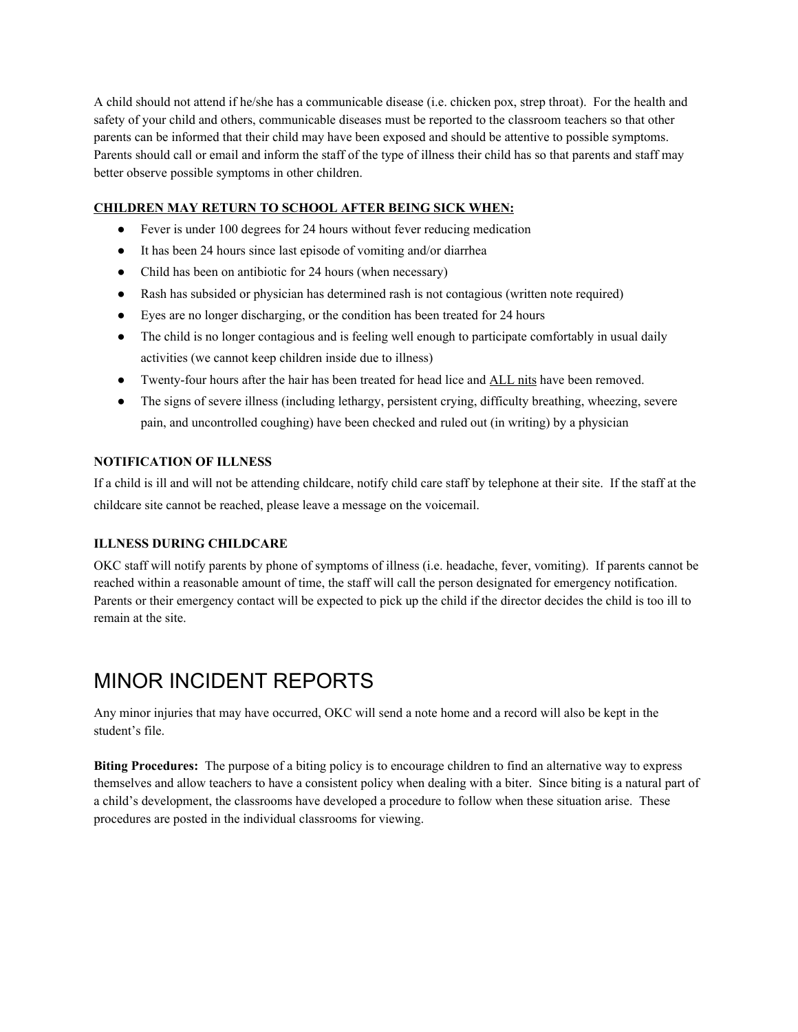A child should not attend if he/she has a communicable disease (i.e. chicken pox, strep throat). For the health and safety of your child and others, communicable diseases must be reported to the classroom teachers so that other parents can be informed that their child may have been exposed and should be attentive to possible symptoms. Parents should call or email and inform the staff of the type of illness their child has so that parents and staff may better observe possible symptoms in other children.

**<u>CHILDREN MAY RETURN TO SCHOOL AFTER BEING SICK WHEN:</u>**

- Fever is under 100 degrees for 24 hours without fever reducing medication
- It has been 24 hours since last episode of vomiting and/or diarrhea
- Child has been on antibiotic for 24 hours (when necessary)
- Rash has subsided or physician has determined rash is not contagious (written note required)
- Eyes are no longer discharging, or the condition has been treated for 24 hours
- The child is no longer contagious and is feeling well enough to participate comfortably in usual daily activities (we cannot keep children inside due to illness)
- Twenty-four hours after the hair has been treated for head lice and <u>ALL nits</u> have been removed.
- The signs of severe illness (including lethargy, persistent crying, difficulty breathing, wheezing, severe pain, and uncontrolled coughing) have been checked and ruled out (in writing) by a physician

**NOTIFICATION OF ILLNESS**

If a child is ill and will not be attending childcare, notify child care staff by telephone at their site. If the staff at the childcare site cannot be reached, please leave a message on the voicemail.

**ILLNESS DURING CHILDCARE**

OKC staff will notify parents by phone of symptoms of illness (i.e. headache, fever, vomiting). If parents cannot be reached within a reasonable amount of time, the staff will call the person designated for emergency notification. Parents or their emergency contact will be expected to pick up the child if the director decides the child is too ill to remain at the site.

# MINOR INCIDENT REPORTS

Any minor injuries that may have occurred, OKC will send a note home and a record will also be kept in the student's file.

**Biting Procedures:** The purpose of a biting policy is to encourage children to find an alternative way to express themselves and allow teachers to have a consistent policy when dealing with a biter. Since biting is a natural part of a child's development, the classrooms have developed a procedure to follow when these situation arise. These procedures are posted in the individual classrooms for viewing.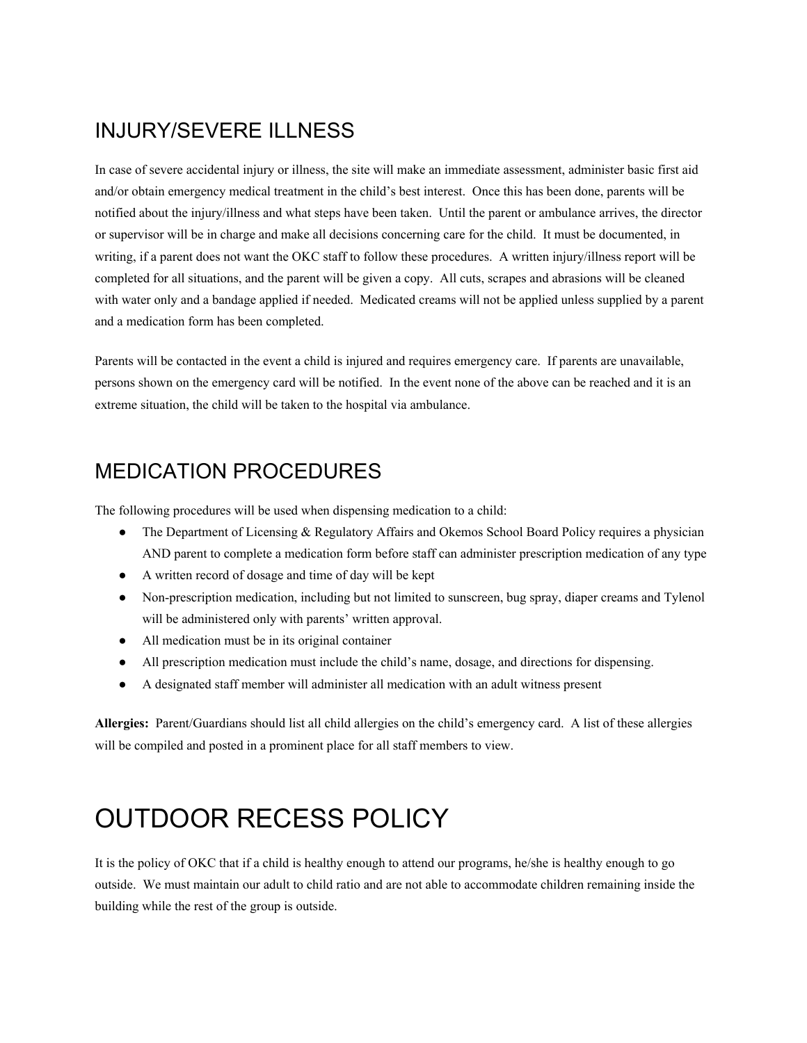## INJURY/SEVERE ILLNESS

In case of severe accidental injury or illness, the site will make an immediate assessment, administer basic first aid and/or obtain emergency medical treatment in the child's best interest. Once this has been done, parents will be notified about the injury/illness and what steps have been taken. Until the parent or ambulance arrives, the director or supervisor will be in charge and make all decisions concerning care for the child. It must be documented, in writing, if a parent does not want the OKC staff to follow these procedures. A written injury/illness report will be completed for all situations, and the parent will be given a copy. All cuts, scrapes and abrasions will be cleaned with water only and a bandage applied if needed. Medicated creams will not be applied unless supplied by a parent and a medication form has been completed.

Parents will be contacted in the event a child is injured and requires emergency care. If parents are unavailable, persons shown on the emergency card will be notified. In the event none of the above can be reached and it is an extreme situation, the child will be taken to the hospital via ambulance.

## MEDICATION PROCEDURES

The following procedures will be used when dispensing medication to a child:

- The Department of Licensing & Regulatory Affairs and Okemos School Board Policy requires a physician AND parent to complete a medication form before staff can administer prescription medication of any type
- A written record of dosage and time of day will be kept
- Non-prescription medication, including but not limited to sunscreen, bug spray, diaper creams and Tylenol will be administered only with parents' written approval.
- All medication must be in its original container
- All prescription medication must include the child's name, dosage, and directions for dispensing.
- A designated staff member will administer all medication with an adult witness present

**Allergies:** Parent/Guardians should list all child allergies on the child's emergency card. A list of these allergies will be compiled and posted in a prominent place for all staff members to view.

# OUTDOOR RECESS POLICY

It is the policy of OKC that if a child is healthy enough to attend our programs, he/she is healthy enough to go outside. We must maintain our adult to child ratio and are not able to accommodate children remaining inside the building while the rest of the group is outside.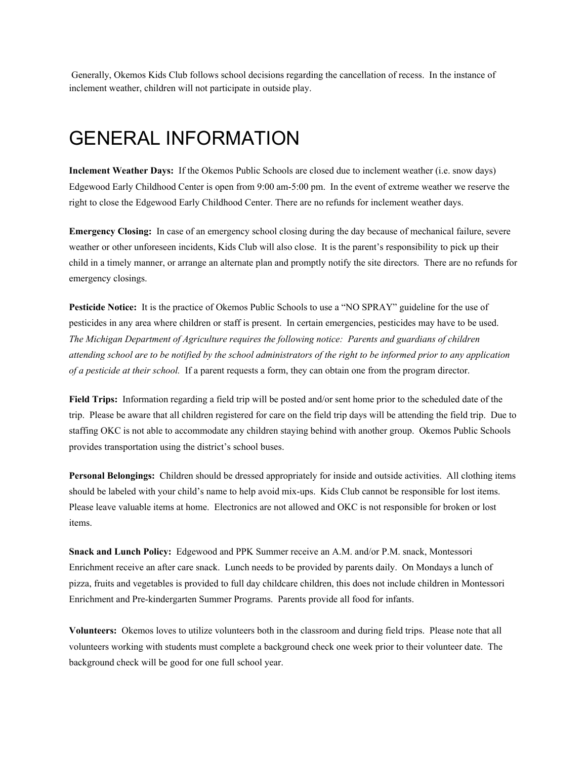Generally, Okemos Kids Club follows school decisions regarding the cancellation of recess. In the instance of inclement weather, children will not participate in outside play.

# GENERAL INFORMATION

**Inclement Weather Days:** If the Okemos Public Schools are closed due to inclement weather (i.e. snow days) Edgewood Early Childhood Center is open from 9:00 am-5:00 pm. In the event of extreme weather we reserve the right to close the Edgewood Early Childhood Center. There are no refunds for inclement weather days.

**Emergency Closing:** In case of an emergency school closing during the day because of mechanical failure, severe weather or other unforeseen incidents, Kids Club will also close. It is the parent's responsibility to pick up their child in a timely manner, or arrange an alternate plan and promptly notify the site directors. There are no refunds for emergency closings.

**Pesticide Notice:** It is the practice of Okemos Public Schools to use a "NO SPRAY" guideline for the use of pesticides in any area where children or staff is present. In certain emergencies, pesticides may have to be used. *The Michigan Department of Agriculture requires the following notice: Parents and guardians of children attending school are to be notified by the school administrators of the right to be informed prior to any application of a pesticide at their school.* If a parent requests a form, they can obtain one from the program director.

**Field Trips:** Information regarding a field trip will be posted and/or sent home prior to the scheduled date of the trip. Please be aware that all children registered for care on the field trip days will be attending the field trip. Due to staffing OKC is not able to accommodate any children staying behind with another group. Okemos Public Schools provides transportation using the district's school buses.

**Personal Belongings:** Children should be dressed appropriately for inside and outside activities. All clothing items should be labeled with your child's name to help avoid mix-ups. Kids Club cannot be responsible for lost items. Please leave valuable items at home. Electronics are not allowed and OKC is not responsible for broken or lost items.

**Snack and Lunch Policy:** Edgewood and PPK Summer receive an A.M. and/or P.M. snack, Montessori Enrichment receive an after care snack. Lunch needs to be provided by parents daily. On Mondays a lunch of pizza, fruits and vegetables is provided to full day childcare children, this does not include children in Montessori Enrichment and Pre-kindergarten Summer Programs. Parents provide all food for infants.

**Volunteers:** Okemos loves to utilize volunteers both in the classroom and during field trips. Please note that all volunteers working with students must complete a background check one week prior to their volunteer date. The background check will be good for one full school year.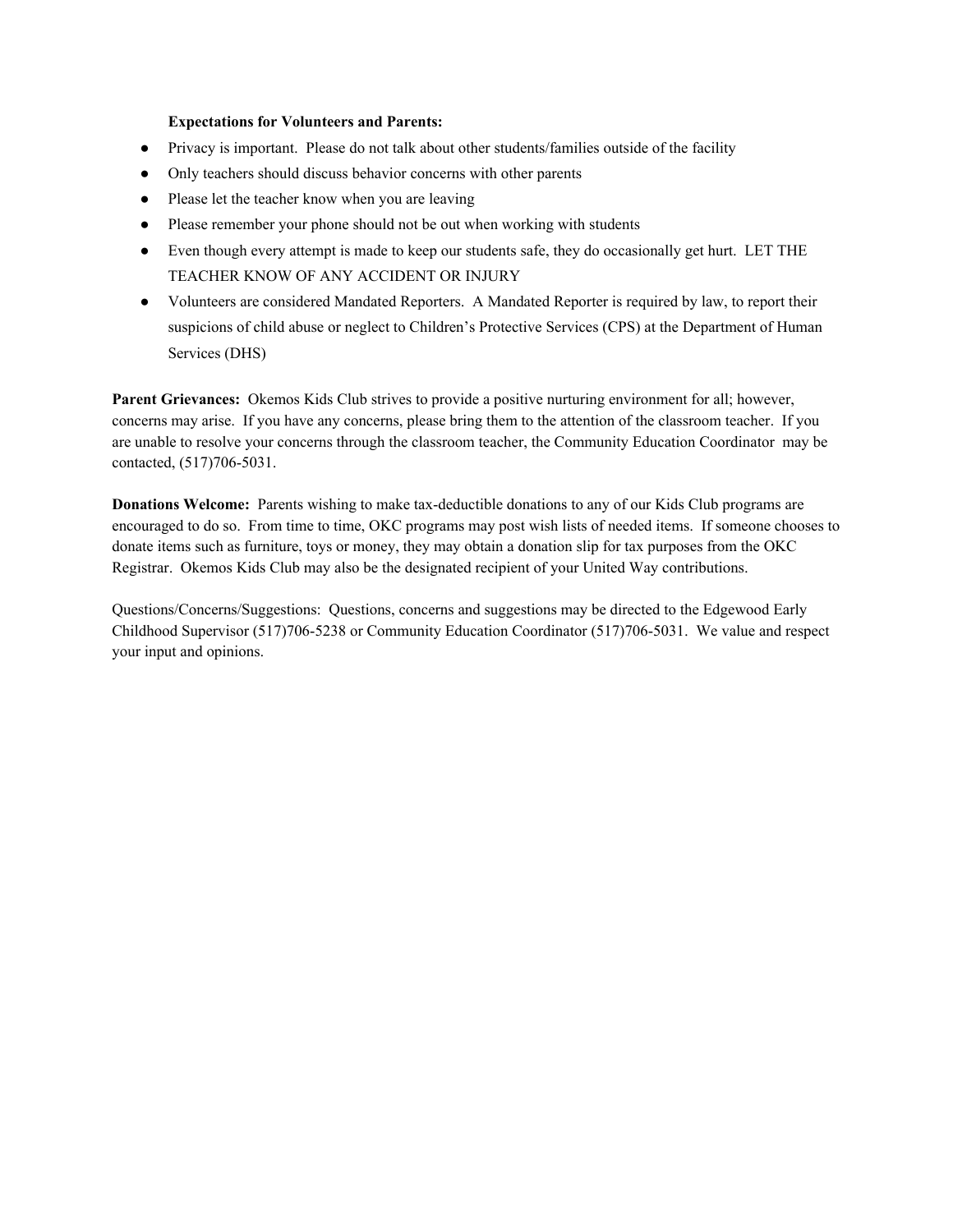**Expectations for Volunteers and Parents:**

- Privacy is important. Please do not talk about other students/families outside of the facility
- Only teachers should discuss behavior concerns with other parents
- Please let the teacher know when you are leaving
- Please remember your phone should not be out when working with students
- Even though every attempt is made to keep our students safe, they do occasionally get hurt. LET THE TEACHER KNOW OF ANY ACCIDENT OR INJURY
- Volunteers are considered Mandated Reporters. A Mandated Reporter is required by law, to report their suspicions of child abuse or neglect to Children's Protective Services (CPS) at the Department of Human Services (DHS)

**Parent Grievances:** Okemos Kids Club strives to provide a positive nurturing environment for all; however, concerns may arise. If you have any concerns, please bring them to the attention of the classroom teacher. If you are unable to resolve your concerns through the classroom teacher, the Community Education Coordinator may be contacted, (517)706-5031.

**Donations Welcome:** Parents wishing to make tax-deductible donations to any of our Kids Club programs are encouraged to do so. From time to time, OKC programs may post wish lists of needed items. If someone chooses to donate items such as furniture, toys or money, they may obtain a donation slip for tax purposes from the OKC Registrar. Okemos Kids Club may also be the designated recipient of your United Way contributions.

Questions/Concerns/Suggestions: Questions, concerns and suggestions may be directed to the Edgewood Early Childhood Supervisor (517)706-5238 or Community Education Coordinator (517)706-5031. We value and respect your input and opinions.